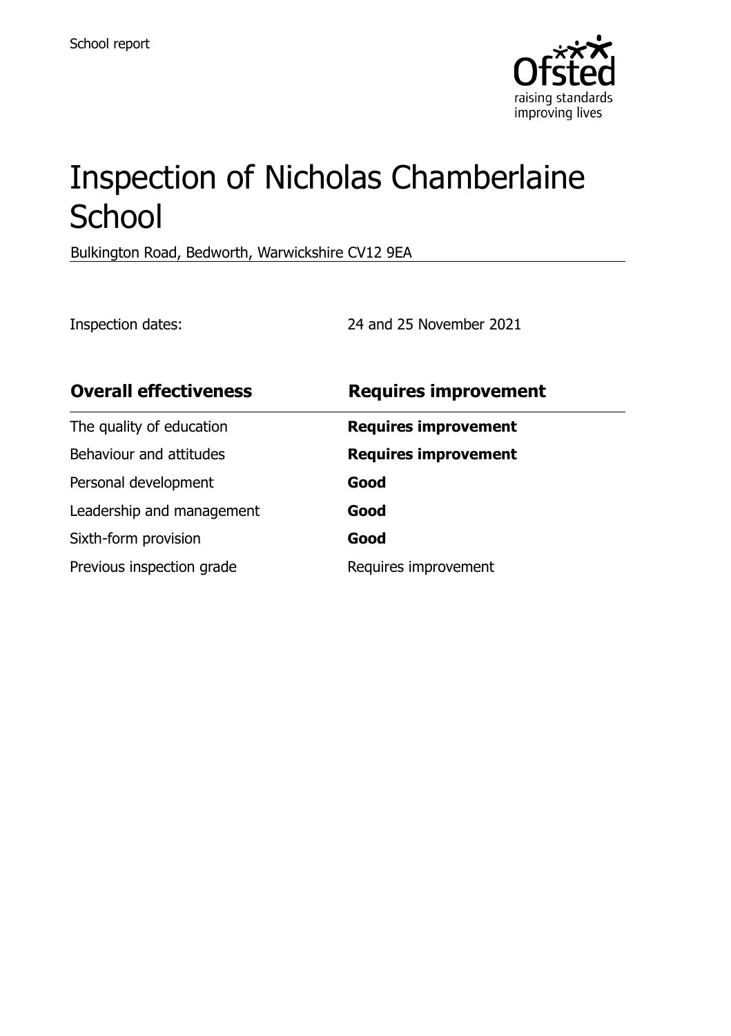School report

# Inspection of Nicholas Chamberlaine School

Bulkington Road, Bedworth, Warwickshire CV12 9EA

Inspection dates: 24 and 25 November 2021

| **Overall effectiveness** | **Requires improvement** |
| --- | --- |
| The quality of education | **Requires improvement** |
| Behaviour and attitudes | **Requires improvement** |
| Personal development | **Good** |
| Leadership and management | **Good** |
| Sixth-form provision | **Good** |
| Previous inspection grade | Requires improvement |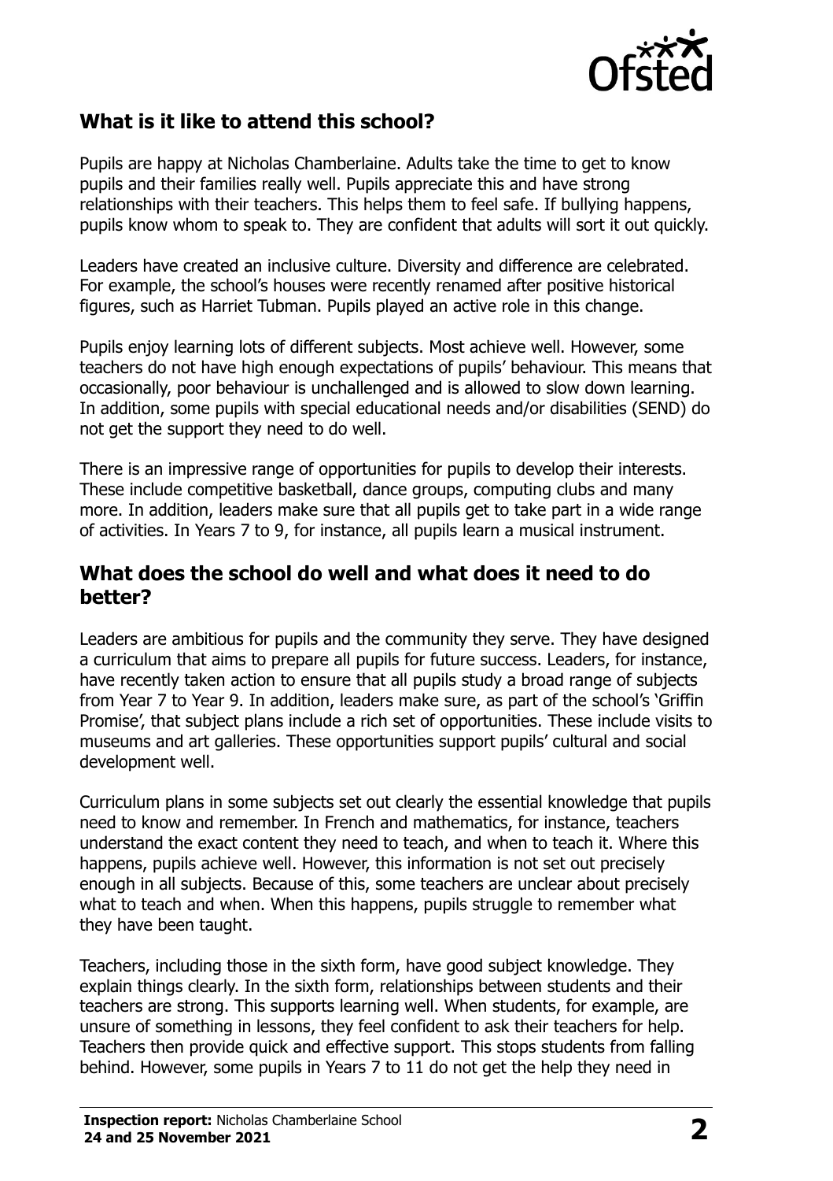## What is it like to attend this school?

Pupils are happy at Nicholas Chamberlaine. Adults take the time to get to know pupils and their families really well. Pupils appreciate this and have strong relationships with their teachers. This helps them to feel safe. If bullying happens, pupils know whom to speak to. They are confident that adults will sort it out quickly.

Leaders have created an inclusive culture. Diversity and difference are celebrated. For example, the school's houses were recently renamed after positive historical figures, such as Harriet Tubman. Pupils played an active role in this change.

Pupils enjoy learning lots of different subjects. Most achieve well. However, some teachers do not have high enough expectations of pupils' behaviour. This means that occasionally, poor behaviour is unchallenged and is allowed to slow down learning. In addition, some pupils with special educational needs and/or disabilities (SEND) do not get the support they need to do well.

There is an impressive range of opportunities for pupils to develop their interests. These include competitive basketball, dance groups, computing clubs and many more. In addition, leaders make sure that all pupils get to take part in a wide range of activities. In Years 7 to 9, for instance, all pupils learn a musical instrument.

## What does the school do well and what does it need to do better?

Leaders are ambitious for pupils and the community they serve. They have designed a curriculum that aims to prepare all pupils for future success. Leaders, for instance, have recently taken action to ensure that all pupils study a broad range of subjects from Year 7 to Year 9. In addition, leaders make sure, as part of the school's 'Griffin Promise', that subject plans include a rich set of opportunities. These include visits to museums and art galleries. These opportunities support pupils' cultural and social development well.

Curriculum plans in some subjects set out clearly the essential knowledge that pupils need to know and remember. In French and mathematics, for instance, teachers understand the exact content they need to teach, and when to teach it. Where this happens, pupils achieve well. However, this information is not set out precisely enough in all subjects. Because of this, some teachers are unclear about precisely what to teach and when. When this happens, pupils struggle to remember what they have been taught.

Teachers, including those in the sixth form, have good subject knowledge. They explain things clearly. In the sixth form, relationships between students and their teachers are strong. This supports learning well. When students, for example, are unsure of something in lessons, they feel confident to ask their teachers for help. Teachers then provide quick and effective support. This stops students from falling behind. However, some pupils in Years 7 to 11 do not get the help they need in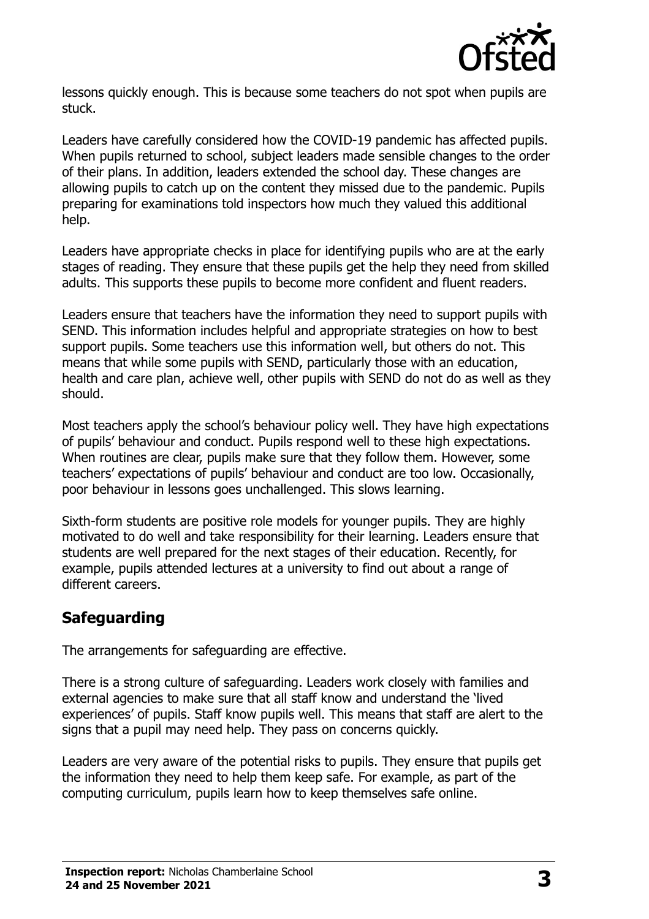lessons quickly enough. This is because some teachers do not spot when pupils are stuck.

Leaders have carefully considered how the COVID-19 pandemic has affected pupils. When pupils returned to school, subject leaders made sensible changes to the order of their plans. In addition, leaders extended the school day. These changes are allowing pupils to catch up on the content they missed due to the pandemic. Pupils preparing for examinations told inspectors how much they valued this additional help.

Leaders have appropriate checks in place for identifying pupils who are at the early stages of reading. They ensure that these pupils get the help they need from skilled adults. This supports these pupils to become more confident and fluent readers.

Leaders ensure that teachers have the information they need to support pupils with SEND. This information includes helpful and appropriate strategies on how to best support pupils. Some teachers use this information well, but others do not. This means that while some pupils with SEND, particularly those with an education, health and care plan, achieve well, other pupils with SEND do not do as well as they should.

Most teachers apply the school's behaviour policy well. They have high expectations of pupils' behaviour and conduct. Pupils respond well to these high expectations. When routines are clear, pupils make sure that they follow them. However, some teachers' expectations of pupils' behaviour and conduct are too low. Occasionally, poor behaviour in lessons goes unchallenged. This slows learning.

Sixth-form students are positive role models for younger pupils. They are highly motivated to do well and take responsibility for their learning. Leaders ensure that students are well prepared for the next stages of their education. Recently, for example, pupils attended lectures at a university to find out about a range of different careers.

## Safeguarding

The arrangements for safeguarding are effective.

There is a strong culture of safeguarding. Leaders work closely with families and external agencies to make sure that all staff know and understand the 'lived experiences' of pupils. Staff know pupils well. This means that staff are alert to the signs that a pupil may need help. They pass on concerns quickly.

Leaders are very aware of the potential risks to pupils. They ensure that pupils get the information they need to help them keep safe. For example, as part of the computing curriculum, pupils learn how to keep themselves safe online.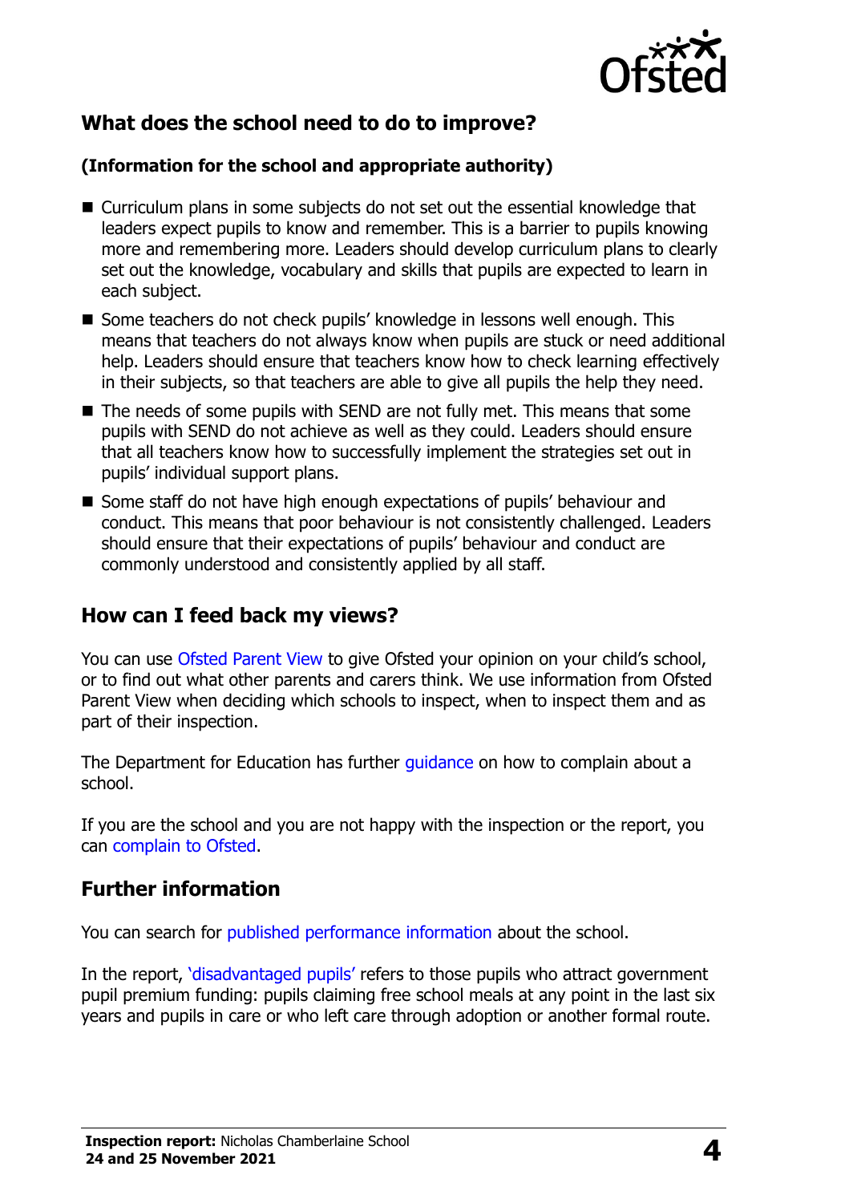## What does the school need to do to improve?

**(Information for the school and appropriate authority)**

- Curriculum plans in some subjects do not set out the essential knowledge that leaders expect pupils to know and remember. This is a barrier to pupils knowing more and remembering more. Leaders should develop curriculum plans to clearly set out the knowledge, vocabulary and skills that pupils are expected to learn in each subject.
- Some teachers do not check pupils' knowledge in lessons well enough. This means that teachers do not always know when pupils are stuck or need additional help. Leaders should ensure that teachers know how to check learning effectively in their subjects, so that teachers are able to give all pupils the help they need.
- The needs of some pupils with SEND are not fully met. This means that some pupils with SEND do not achieve as well as they could. Leaders should ensure that all teachers know how to successfully implement the strategies set out in pupils' individual support plans.
- Some staff do not have high enough expectations of pupils' behaviour and conduct. This means that poor behaviour is not consistently challenged. Leaders should ensure that their expectations of pupils' behaviour and conduct are commonly understood and consistently applied by all staff.

## How can I feed back my views?

You can use Ofsted Parent View to give Ofsted your opinion on your child's school, or to find out what other parents and carers think. We use information from Ofsted Parent View when deciding which schools to inspect, when to inspect them and as part of their inspection.

The Department for Education has further guidance on how to complain about a school.

If you are the school and you are not happy with the inspection or the report, you can complain to Ofsted.

## Further information

You can search for published performance information about the school.

In the report, 'disadvantaged pupils' refers to those pupils who attract government pupil premium funding: pupils claiming free school meals at any point in the last six years and pupils in care or who left care through adoption or another formal route.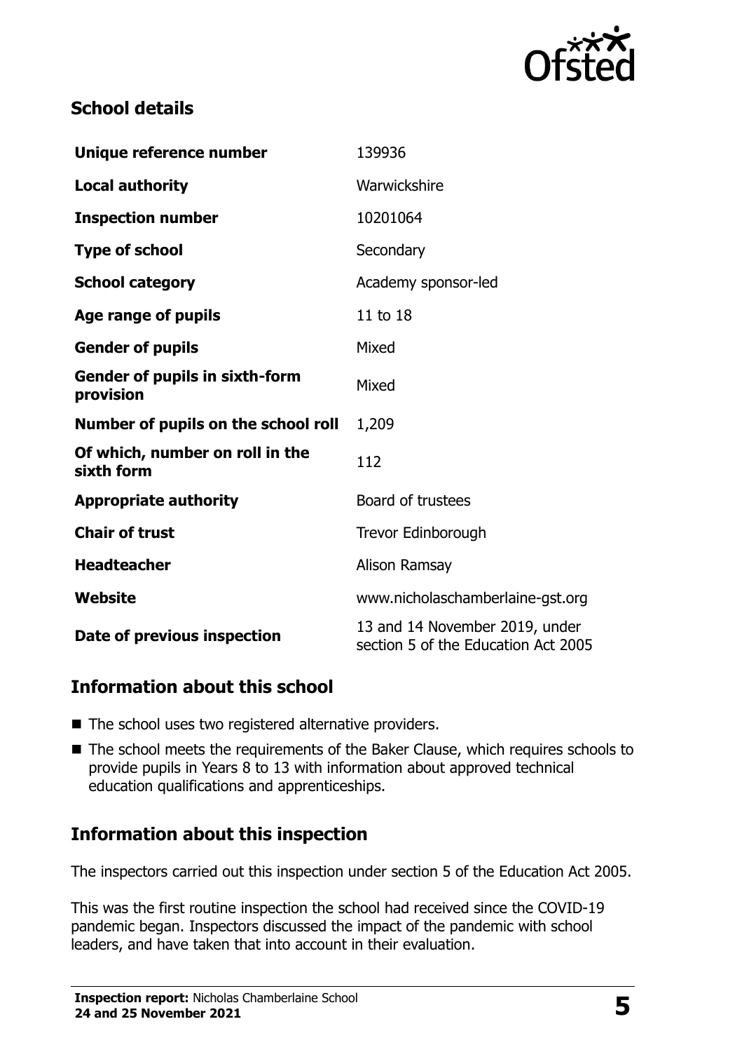## School details

| | |
|---|---|
| **Unique reference number** | 139936 |
| **Local authority** | Warwickshire |
| **Inspection number** | 10201064 |
| **Type of school** | Secondary |
| **School category** | Academy sponsor-led |
| **Age range of pupils** | 11 to 18 |
| **Gender of pupils** | Mixed |
| **Gender of pupils in sixth-form provision** | Mixed |
| **Number of pupils on the school roll** | 1,209 |
| **Of which, number on roll in the sixth form** | 112 |
| **Appropriate authority** | Board of trustees |
| **Chair of trust** | Trevor Edinborough |
| **Headteacher** | Alison Ramsay |
| **Website** | www.nicholaschamberlaine-gst.org |
| **Date of previous inspection** | 13 and 14 November 2019, under section 5 of the Education Act 2005 |

## Information about this school

- The school uses two registered alternative providers.
- The school meets the requirements of the Baker Clause, which requires schools to provide pupils in Years 8 to 13 with information about approved technical education qualifications and apprenticeships.

## Information about this inspection

The inspectors carried out this inspection under section 5 of the Education Act 2005.

This was the first routine inspection the school had received since the COVID-19 pandemic began. Inspectors discussed the impact of the pandemic with school leaders, and have taken that into account in their evaluation.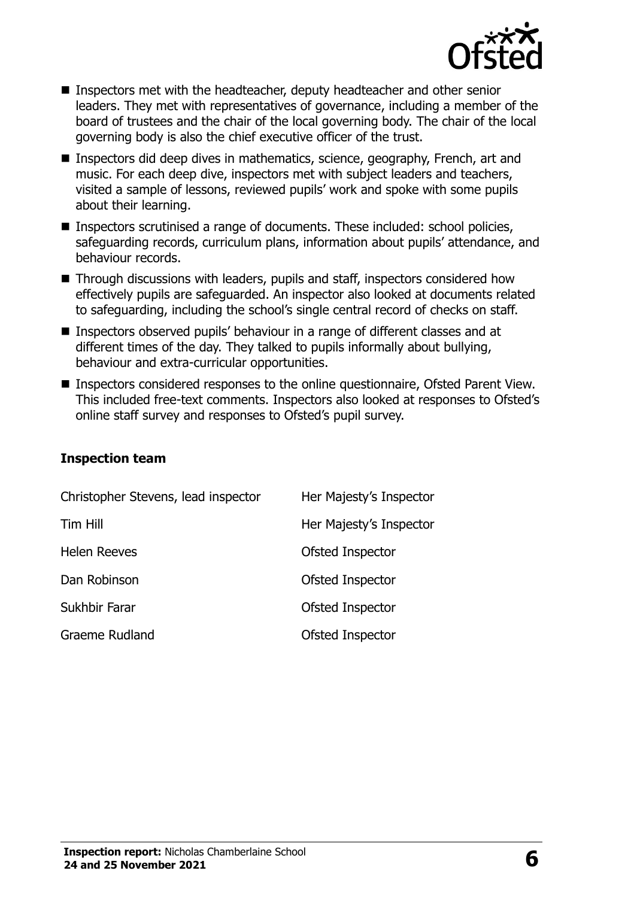- Inspectors met with the headteacher, deputy headteacher and other senior leaders. They met with representatives of governance, including a member of the board of trustees and the chair of the local governing body. The chair of the local governing body is also the chief executive officer of the trust.
- Inspectors did deep dives in mathematics, science, geography, French, art and music. For each deep dive, inspectors met with subject leaders and teachers, visited a sample of lessons, reviewed pupils' work and spoke with some pupils about their learning.
- Inspectors scrutinised a range of documents. These included: school policies, safeguarding records, curriculum plans, information about pupils' attendance, and behaviour records.
- Through discussions with leaders, pupils and staff, inspectors considered how effectively pupils are safeguarded. An inspector also looked at documents related to safeguarding, including the school's single central record of checks on staff.
- Inspectors observed pupils' behaviour in a range of different classes and at different times of the day. They talked to pupils informally about bullying, behaviour and extra-curricular opportunities.
- Inspectors considered responses to the online questionnaire, Ofsted Parent View. This included free-text comments. Inspectors also looked at responses to Ofsted's online staff survey and responses to Ofsted's pupil survey.

### Inspection team

| | |
|---|---|
| Christopher Stevens, lead inspector | Her Majesty's Inspector |
| Tim Hill | Her Majesty's Inspector |
| Helen Reeves | Ofsted Inspector |
| Dan Robinson | Ofsted Inspector |
| Sukhbir Farar | Ofsted Inspector |
| Graeme Rudland | Ofsted Inspector |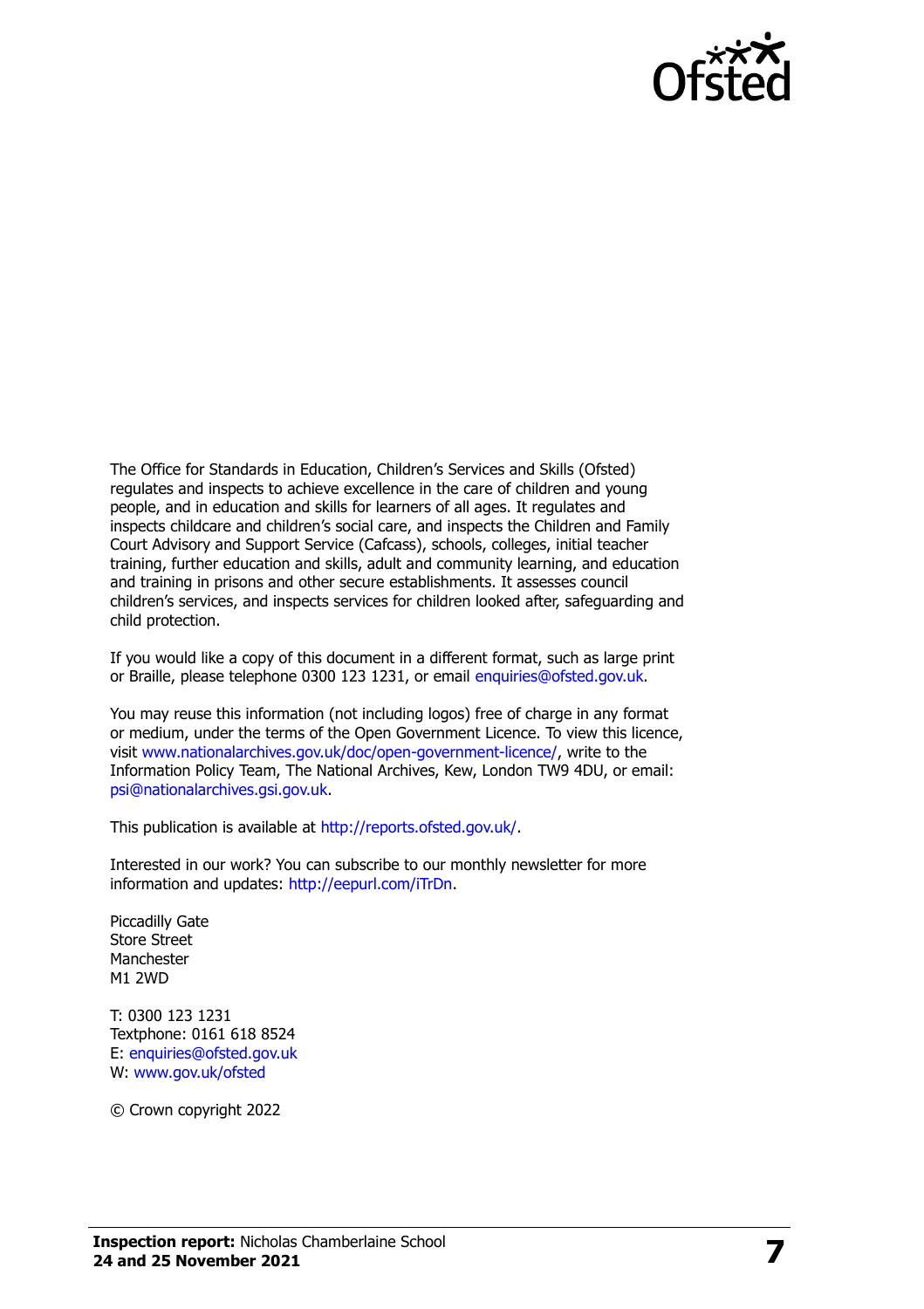The Office for Standards in Education, Children's Services and Skills (Ofsted) regulates and inspects to achieve excellence in the care of children and young people, and in education and skills for learners of all ages. It regulates and inspects childcare and children's social care, and inspects the Children and Family Court Advisory and Support Service (Cafcass), schools, colleges, initial teacher training, further education and skills, adult and community learning, and education and training in prisons and other secure establishments. It assesses council children's services, and inspects services for children looked after, safeguarding and child protection.

If you would like a copy of this document in a different format, such as large print or Braille, please telephone 0300 123 1231, or email enquiries@ofsted.gov.uk.

You may reuse this information (not including logos) free of charge in any format or medium, under the terms of the Open Government Licence. To view this licence, visit www.nationalarchives.gov.uk/doc/open-government-licence/, write to the Information Policy Team, The National Archives, Kew, London TW9 4DU, or email: psi@nationalarchives.gsi.gov.uk.

This publication is available at http://reports.ofsted.gov.uk/.

Interested in our work? You can subscribe to our monthly newsletter for more information and updates: http://eepurl.com/iTrDn.

Piccadilly Gate
Store Street
Manchester
M1 2WD

T: 0300 123 1231
Textphone: 0161 618 8524
E: enquiries@ofsted.gov.uk
W: www.gov.uk/ofsted

© Crown copyright 2022